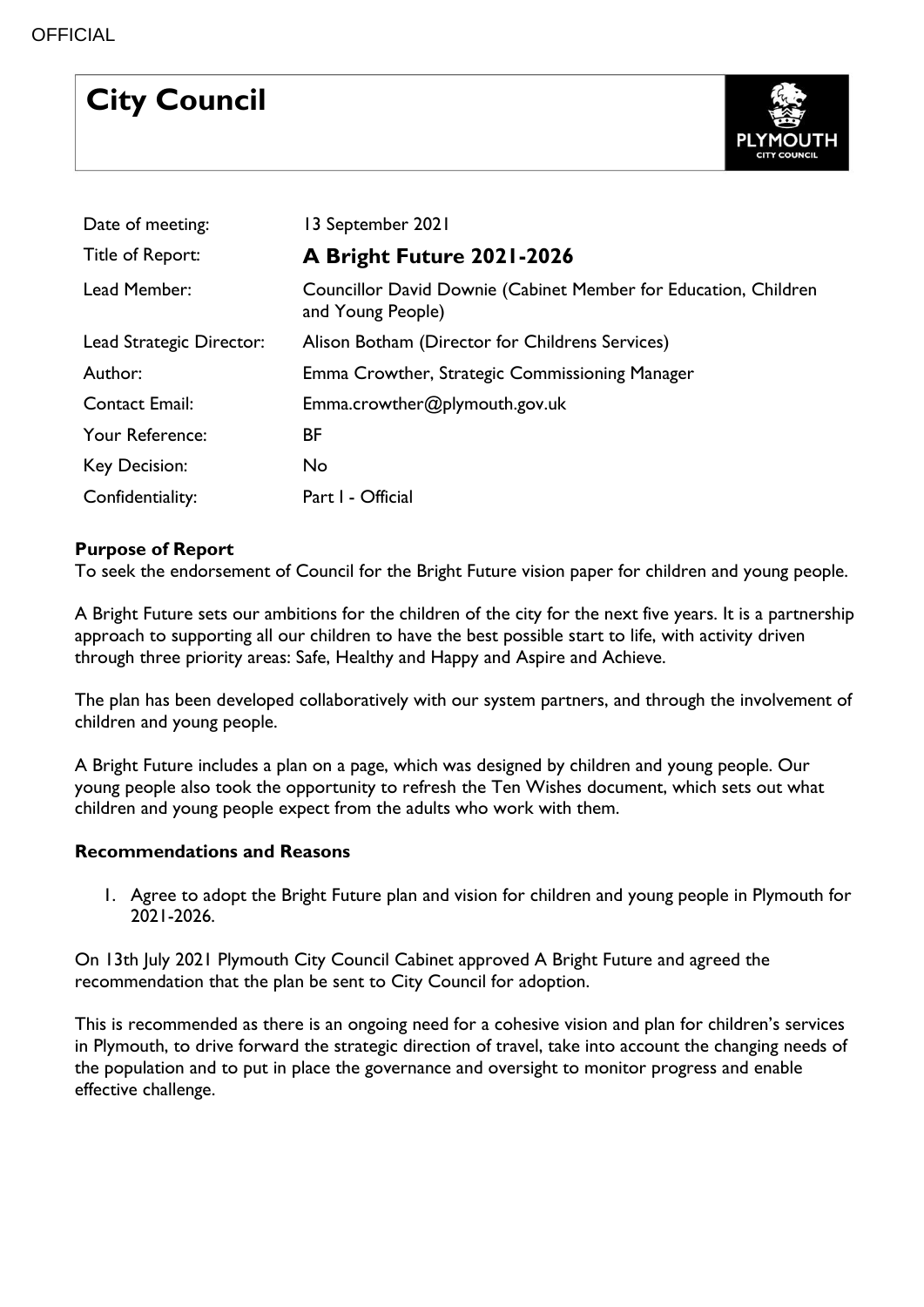OFFICIAL

# City Council

| | |
|---|---|
| Date of meeting: | 13 September 2021 |
| Title of Report: | **A Bright Future 2021-2026** |
| Lead Member: | Councillor David Downie (Cabinet Member for Education, Children and Young People) |
| Lead Strategic Director: | Alison Botham (Director for Childrens Services) |
| Author: | Emma Crowther, Strategic Commissioning Manager |
| Contact Email: | Emma.crowther@plymouth.gov.uk |
| Your Reference: | BF |
| Key Decision: | No |
| Confidentiality: | Part I - Official |

**Purpose of Report**

To seek the endorsement of Council for the Bright Future vision paper for children and young people.

A Bright Future sets our ambitions for the children of the city for the next five years. It is a partnership approach to supporting all our children to have the best possible start to life, with activity driven through three priority areas: Safe, Healthy and Happy and Aspire and Achieve.

The plan has been developed collaboratively with our system partners, and through the involvement of children and young people.

A Bright Future includes a plan on a page, which was designed by children and young people. Our young people also took the opportunity to refresh the Ten Wishes document, which sets out what children and young people expect from the adults who work with them.

**Recommendations and Reasons**

1. Agree to adopt the Bright Future plan and vision for children and young people in Plymouth for 2021-2026.

On 13th July 2021 Plymouth City Council Cabinet approved A Bright Future and agreed the recommendation that the plan be sent to City Council for adoption.

This is recommended as there is an ongoing need for a cohesive vision and plan for children's services in Plymouth, to drive forward the strategic direction of travel, take into account the changing needs of the population and to put in place the governance and oversight to monitor progress and enable effective challenge.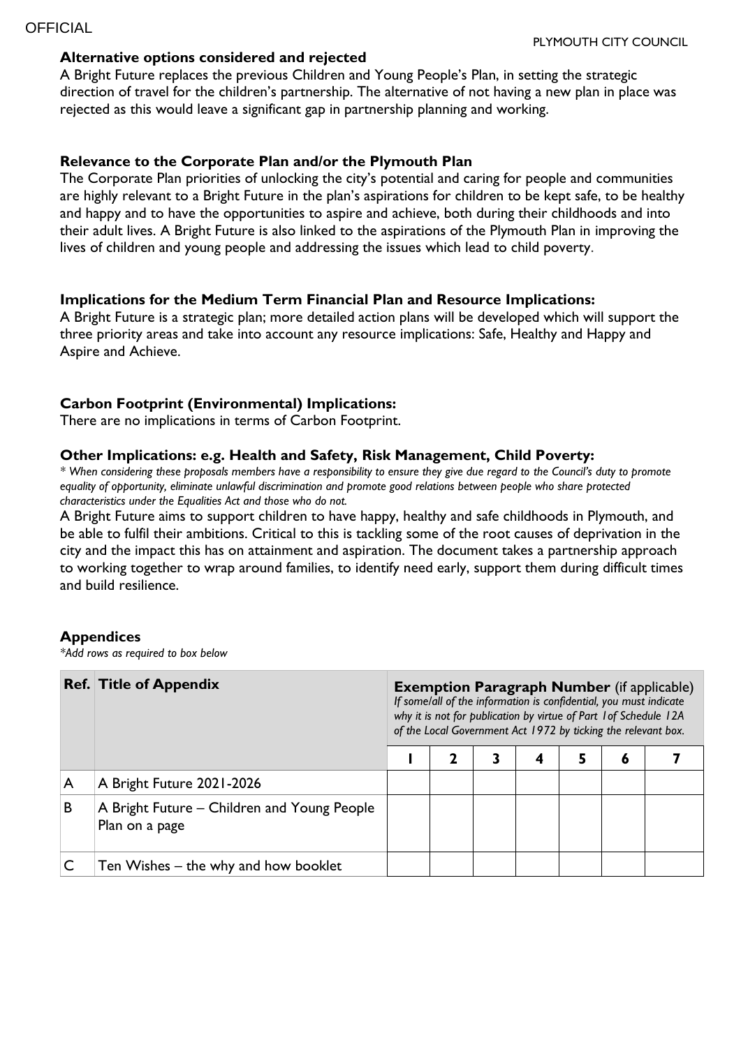**Alternative options considered and rejected**

A Bright Future replaces the previous Children and Young People's Plan, in setting the strategic direction of travel for the children's partnership. The alternative of not having a new plan in place was rejected as this would leave a significant gap in partnership planning and working.

**Relevance to the Corporate Plan and/or the Plymouth Plan**

The Corporate Plan priorities of unlocking the city's potential and caring for people and communities are highly relevant to a Bright Future in the plan's aspirations for children to be kept safe, to be healthy and happy and to have the opportunities to aspire and achieve, both during their childhoods and into their adult lives. A Bright Future is also linked to the aspirations of the Plymouth Plan in improving the lives of children and young people and addressing the issues which lead to child poverty.

**Implications for the Medium Term Financial Plan and Resource Implications:**

A Bright Future is a strategic plan; more detailed action plans will be developed which will support the three priority areas and take into account any resource implications: Safe, Healthy and Happy and Aspire and Achieve.

**Carbon Footprint (Environmental) Implications:**

There are no implications in terms of Carbon Footprint.

**Other Implications: e.g. Health and Safety, Risk Management, Child Poverty:**

*\* When considering these proposals members have a responsibility to ensure they give due regard to the Council's duty to promote equality of opportunity, eliminate unlawful discrimination and promote good relations between people who share protected characteristics under the Equalities Act and those who do not.*

A Bright Future aims to support children to have happy, healthy and safe childhoods in Plymouth, and be able to fulfil their ambitions. Critical to this is tackling some of the root causes of deprivation in the city and the impact this has on attainment and aspiration. The document takes a partnership approach to working together to wrap around families, to identify need early, support them during difficult times and build resilience.

**Appendices**

*\*Add rows as required to box below*

| Ref. | Title of Appendix | **Exemption Paragraph Number** (if applicable) *If some/all of the information is confidential, you must indicate why it is not for publication by virtue of Part 1of Schedule 12A of the Local Government Act 1972 by ticking the relevant box.* | | | | | | |
|---|---|---|---|---|---|---|---|---|
| | | 1 | 2 | 3 | 4 | 5 | 6 | 7 |
| A | A Bright Future 2021-2026 | | | | | | | |
| B | A Bright Future – Children and Young People Plan on a page | | | | | | | |
| C | Ten Wishes – the why and how booklet | | | | | | | |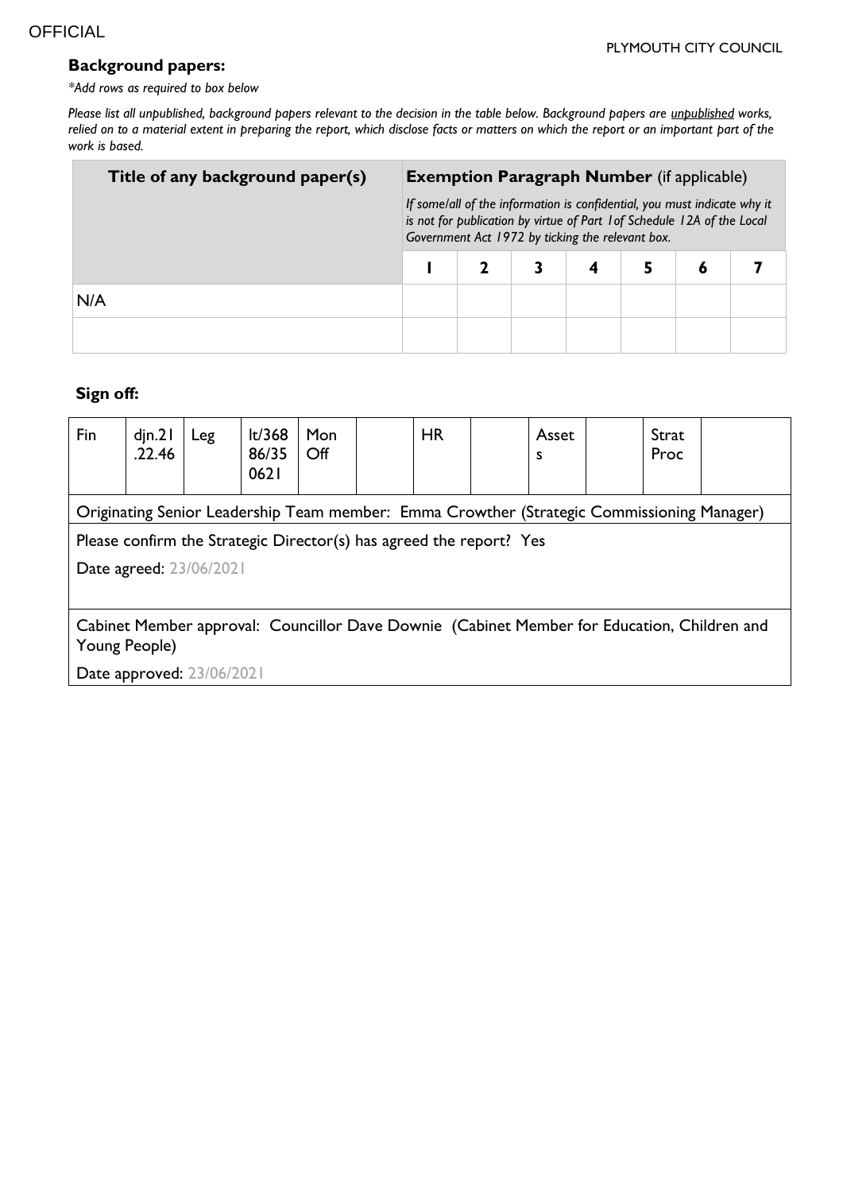## Background papers:

*\*Add rows as required to box below*

*Please list all unpublished, background papers relevant to the decision in the table below. Background papers are unpublished works, relied on to a material extent in preparing the report, which disclose facts or matters on which the report or an important part of the work is based.*

| Title of any background paper(s) | Exemption Paragraph Number (if applicable) *If some/all of the information is confidential, you must indicate why it is not for publication by virtue of Part 1of Schedule 12A of the Local Government Act 1972 by ticking the relevant box.* | | | | | | |
|---|---|---|---|---|---|---|---|
| | 1 | 2 | 3 | 4 | 5 | 6 | 7 |
| N/A | | | | | | | |
| | | | | | | | |

## Sign off:

| | | | | | | | | | | | |
|---|---|---|---|---|---|---|---|---|---|---|---|
| Fin | djn.21.22.46 | Leg | lt/36886/350621 | Mon Off | | HR | | Assets | | Strat Proc | |

Originating Senior Leadership Team member: Emma Crowther (Strategic Commissioning Manager)

Please confirm the Strategic Director(s) has agreed the report? Yes

Date agreed: 23/06/2021

Cabinet Member approval: Councillor Dave Downie (Cabinet Member for Education, Children and Young People)

Date approved: 23/06/2021